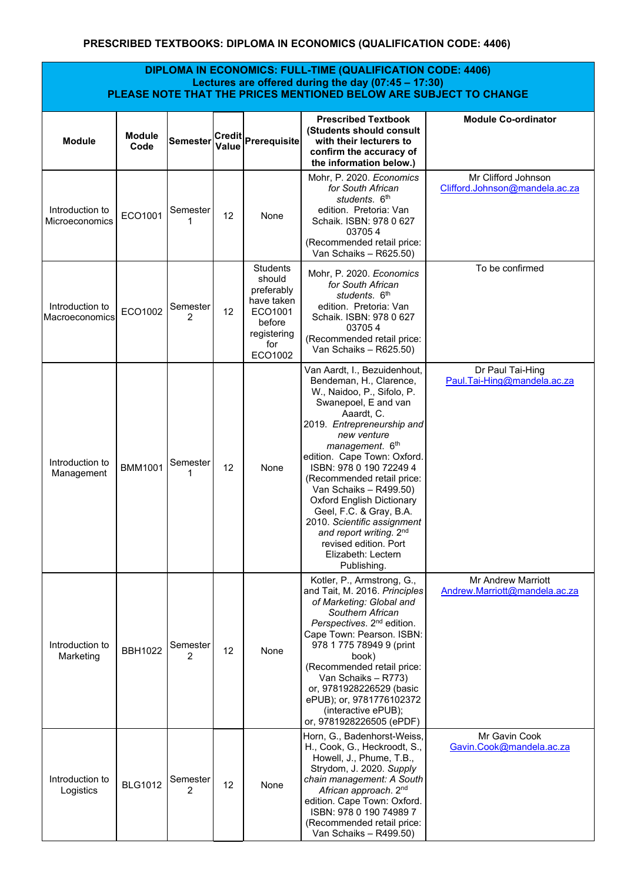**PRESCRIBED TEXTBOOKS: DIPLOMA IN ECONOMICS (QUALIFICATION CODE: 4406)**

**DIPLOMA IN ECONOMICS: FULL-TIME (QUALIFICATION CODE: 4406)**
**Lectures are offered during the day (07:45 – 17:30)**
**PLEASE NOTE THAT THE PRICES MENTIONED BELOW ARE SUBJECT TO CHANGE**

| Module | Module Code | Semester | Credit Value | Prerequisite | Prescribed Textbook (Students should consult with their lecturers to confirm the accuracy of the information below.) | Module Co-ordinator |
|---|---|---|---|---|---|---|
| Introduction to Microeconomics | ECO1001 | Semester 1 | 12 | None | Mohr, P. 2020. *Economics for South African students*. 6th edition. Pretoria: Van Schaik. ISBN: 978 0 627 03705 4 (Recommended retail price: Van Schaiks – R625.50) | Mr Clifford Johnson Clifford.Johnson@mandela.ac.za |
| Introduction to Macroeconomics | ECO1002 | Semester 2 | 12 | Students should preferably have taken ECO1001 before registering for ECO1002 | Mohr, P. 2020. *Economics for South African students*. 6th edition. Pretoria: Van Schaik. ISBN: 978 0 627 03705 4 (Recommended retail price: Van Schaiks – R625.50) | To be confirmed |
| Introduction to Management | BMM1001 | Semester 1 | 12 | None | Van Aardt, I., Bezuidenhout, Bendeman, H., Clarence, W., Naidoo, P., Sifolo, P. Swanepoel, E and van Aaardt, C. 2019. *Entrepreneurship and new venture management*. 6th edition. Cape Town: Oxford. ISBN: 978 0 190 72249 4 (Recommended retail price: Van Schaiks – R499.50) Oxford English Dictionary Geel, F.C. & Gray, B.A. 2010. *Scientific assignment and report writing*. 2nd revised edition. Port Elizabeth: Lectern Publishing. | Dr Paul Tai-Hing Paul.Tai-Hing@mandela.ac.za |
| Introduction to Marketing | BBH1022 | Semester 2 | 12 | None | Kotler, P., Armstrong, G., and Tait, M. 2016. *Principles of Marketing: Global and Southern African Perspectives*. 2nd edition. Cape Town: Pearson. ISBN: 978 1 775 78949 9 (print book) (Recommended retail price: Van Schaiks – R773) or, 9781928226529 (basic ePUB); or, 9781776102372 (interactive ePUB); or, 9781928226505 (ePDF) | Mr Andrew Marriott Andrew.Marriott@mandela.ac.za |
| Introduction to Logistics | BLG1012 | Semester 2 | 12 | None | Horn, G., Badenhorst-Weiss, H., Cook, G., Heckroodt, S., Howell, J., Phume, T.B., Strydom, J. 2020. *Supply chain management: A South African approach*. 2nd edition. Cape Town: Oxford. ISBN: 978 0 190 74989 7 (Recommended retail price: Van Schaiks – R499.50) | Mr Gavin Cook Gavin.Cook@mandela.ac.za |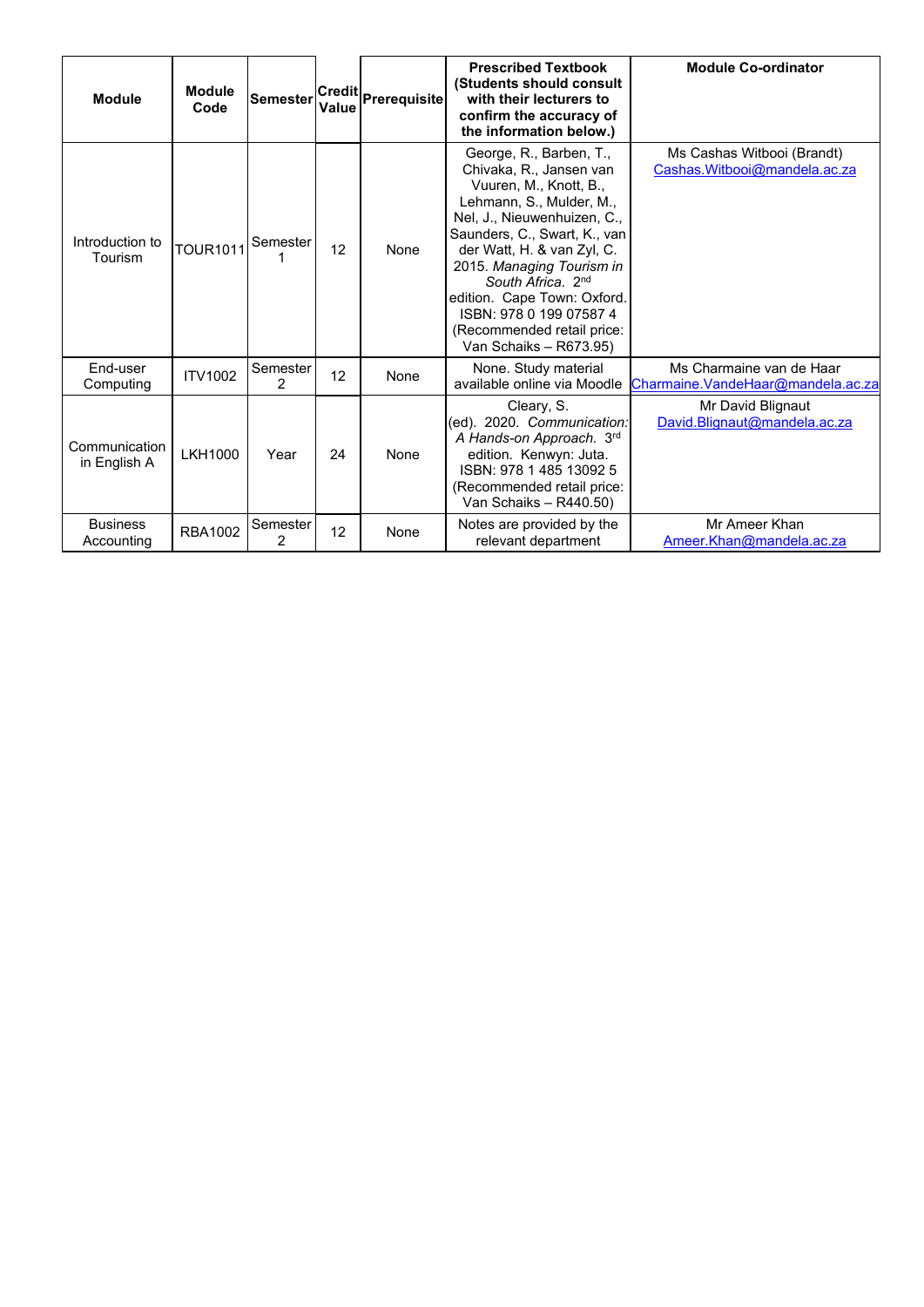| Module | Module Code | Semester | Credit Value | Prerequisite | Prescribed Textbook (Students should consult with their lecturers to confirm the accuracy of the information below.) | Module Co-ordinator |
|---|---|---|---|---|---|---|
| Introduction to Tourism | TOUR1011 | Semester 1 | 12 | None | George, R., Barben, T., Chivaka, R., Jansen van Vuuren, M., Knott, B., Lehmann, S., Mulder, M., Nel, J., Nieuwenhuizen, C., Saunders, C., Swart, K., van der Watt, H. & van Zyl, C. 2015. *Managing Tourism in South Africa*. 2nd edition. Cape Town: Oxford. ISBN: 978 0 199 07587 4 (Recommended retail price: Van Schaiks – R673.95) | Ms Cashas Witbooi (Brandt) Cashas.Witbooi@mandela.ac.za |
| End-user Computing | ITV1002 | Semester 2 | 12 | None | None. Study material available online via Moodle | Ms Charmaine van de Haar Charmaine.VandeHaar@mandela.ac.za |
| Communication in English A | LKH1000 | Year | 24 | None | Cleary, S. (ed). 2020. *Communication: A Hands-on Approach*. 3rd edition. Kenwyn: Juta. ISBN: 978 1 485 13092 5 (Recommended retail price: Van Schaiks – R440.50) | Mr David Blignaut David.Blignaut@mandela.ac.za |
| Business Accounting | RBA1002 | Semester 2 | 12 | None | Notes are provided by the relevant department | Mr Ameer Khan Ameer.Khan@mandela.ac.za |